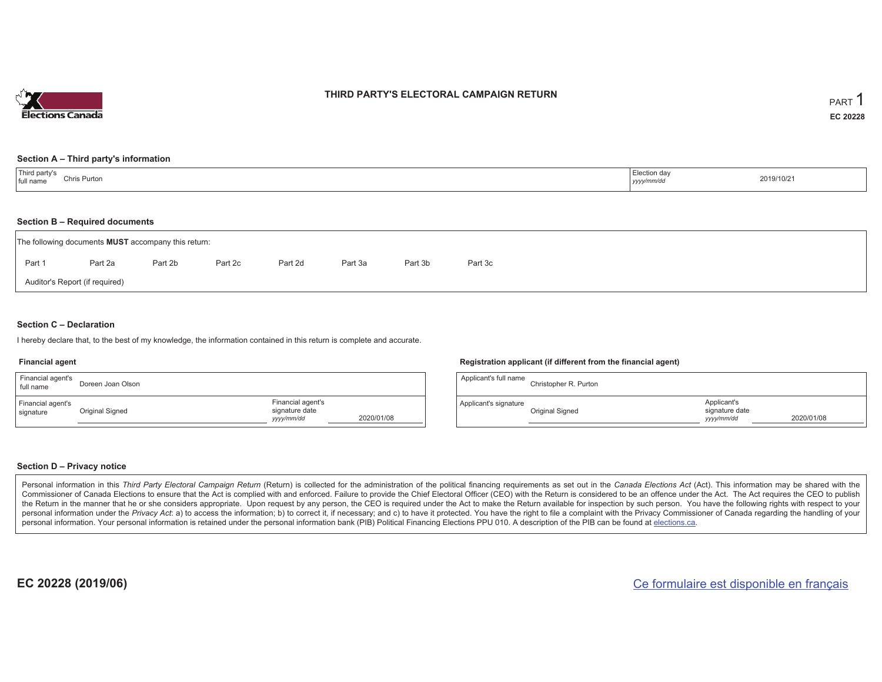# THIRD PARTY'S ELECTORAL CAMPAIGN RETURN

PART 1

**EC 20228**

## Section A – Third party's information

| Third party's full name | Chris Purton | Election day *yyyy/mm/dd* | 2019/10/21 |
|---|---|---|---|

## Section B – Required documents

The following documents **MUST** accompany this return:

Part 1 | Part 2a | Part 2b | Part 2c | Part 2d | Part 3a | Part 3b | Part 3c

Auditor's Report (if required)

## Section C – Declaration

I hereby declare that, to the best of my knowledge, the information contained in this return is complete and accurate.

### Financial agent

| Financial agent's full name | Doreen Joan Olson | | |
|---|---|---|---|
| Financial agent's signature | Original Signed | Financial agent's signature date *yyyy/mm/dd* | 2020/01/08 |

### Registration applicant (if different from the financial agent)

| Applicant's full name | Christopher R. Purton | | |
|---|---|---|---|
| Applicant's signature | Original Signed | Applicant's signature date *yyyy/mm/dd* | 2020/01/08 |

## Section D – Privacy notice

Personal information in this *Third Party Electoral Campaign Return* (Return) is collected for the administration of the political financing requirements as set out in the *Canada Elections Act* (Act). This information may be shared with the Commissioner of Canada Elections to ensure that the Act is complied with and enforced. Failure to provide the Chief Electoral Officer (CEO) with the Return is considered to be an offence under the Act. The Act requires the CEO to publish the Return in the manner that he or she considers appropriate. Upon request by any person, the CEO is required under the Act to make the Return available for inspection by such person. You have the following rights with respect to your personal information under the *Privacy Act*: a) to access the information; b) to correct it, if necessary; and c) to have it protected. You have the right to file a complaint with the Privacy Commissioner of Canada regarding the handling of your personal information. Your personal information is retained under the personal information bank (PIB) Political Financing Elections PPU 010. A description of the PIB can be found at elections.ca.

**EC 20228 (2019/06)**

Ce formulaire est disponible en français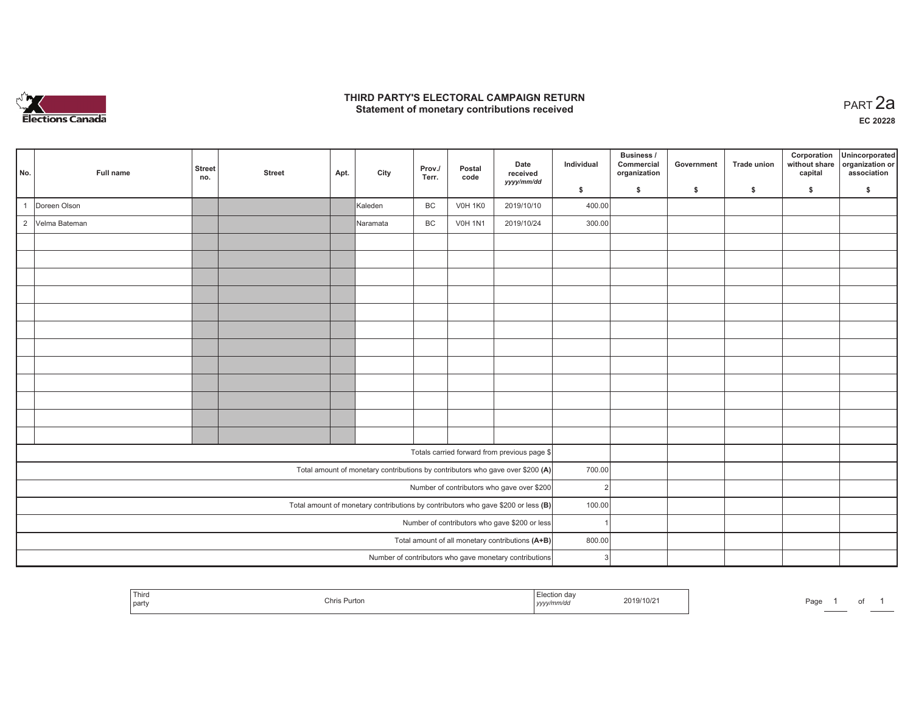# THIRD PARTY'S ELECTORAL CAMPAIGN RETURN
## Statement of monetary contributions received

PART 2a

EC 20228

| No. | Full name | Street no. | Street | Apt. | City | Prov./ Terr. | Postal code | Date received yyyy/mm/dd | Individual $ | Business / Commercial organization $ | Government $ | Trade union $ | Corporation without share capital $ | Unincorporated organization or association $ |
|---|---|---|---|---|---|---|---|---|---|---|---|---|---|---|
| 1 | Doreen Olson | | | | Kaleden | BC | V0H 1K0 | 2019/10/10 | 400.00 | | | | | |
| 2 | Velma Bateman | | | | Naramata | BC | V0H 1N1 | 2019/10/24 | 300.00 | | | | | |
| | | | | | | | | | | | | | | |
| | | | | | | | | | | | | | | |
| | | | | | | | | | | | | | | |
| | | | | | | | | | | | | | | |
| | | | | | | | | | | | | | | |
| | | | | | | | | | | | | | | |
| | | | | | | | | | | | | | | |
| | | | | | | | | | | | | | | |
| | | | | | | | | | | | | | | |
| | | | | | | | | | | | | | | |
| | | | | | | | | | | | | | | |
| | | | | | | | | | | | | | | |
| Totals carried forward from previous page $ | | | | | | | | | | | | | | |
| Total amount of monetary contributions by contributors who gave over $200 (A) | | | | | | | | | 700.00 | | | | | |
| Number of contributors who gave over $200 | | | | | | | | | 2 | | | | | |
| Total amount of monetary contributions by contributors who gave $200 or less (B) | | | | | | | | | 100.00 | | | | | |
| Number of contributors who gave $200 or less | | | | | | | | | 1 | | | | | |
| Total amount of all monetary contributions (A+B) | | | | | | | | | 800.00 | | | | | |
| Number of contributors who gave monetary contributions | | | | | | | | | 3 | | | | | |

| Third party | Chris Purton | Election day yyyy/mm/dd | 2019/10/21 |
|---|---|---|---|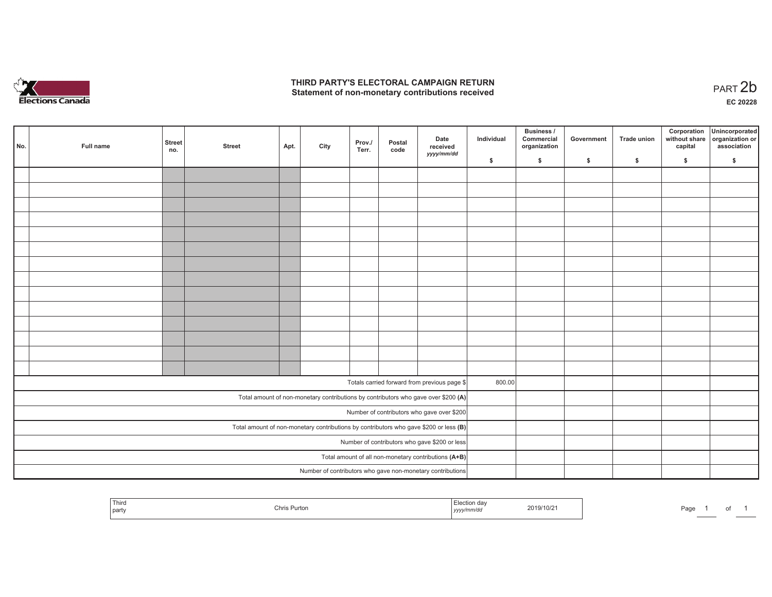# THIRD PARTY'S ELECTORAL CAMPAIGN RETURN
## Statement of non-monetary contributions received

PART 2b

EC 20228

| No. | Full name | Street no. | Street | Apt. | City | Prov./ Terr. | Postal code | Date received yyyy/mm/dd | Individual $ | Business / Commercial organization $ | Government $ | Trade union $ | Corporation without share capital $ | Unincorporated organization or association $ |
|---|---|---|---|---|---|---|---|---|---|---|---|---|---|---|
| | | | | | | | | | | | | | | |
| | | | | | | | | | | | | | | |
| | | | | | | | | | | | | | | |
| | | | | | | | | | | | | | | |
| | | | | | | | | | | | | | | |
| | | | | | | | | | | | | | | |
| | | | | | | | | | | | | | | |
| | | | | | | | | | | | | | | |
| | | | | | | | | | | | | | | |
| | | | | | | | | | | | | | | |
| | | | | | | | | | | | | | | |
| | | | | | | | | | | | | | | |
| | | | | | | | | | | | | | | |
| | | | | | | | | | | | | | | |
| Totals carried forward from previous page $ | | | | | | | | | 800.00 | | | | | |
| Total amount of non-monetary contributions by contributors who gave over $200 (A) | | | | | | | | | | | | | | |
| Number of contributors who gave over $200 | | | | | | | | | | | | | | |
| Total amount of non-monetary contributions by contributors who gave $200 or less (B) | | | | | | | | | | | | | | |
| Number of contributors who gave $200 or less | | | | | | | | | | | | | | |
| Total amount of all non-monetary contributions (A+B) | | | | | | | | | | | | | | |
| Number of contributors who gave non-monetary contributions | | | | | | | | | | | | | | |

| Third party | Chris Purton | Election day yyyy/mm/dd | 2019/10/21 |
|---|---|---|---|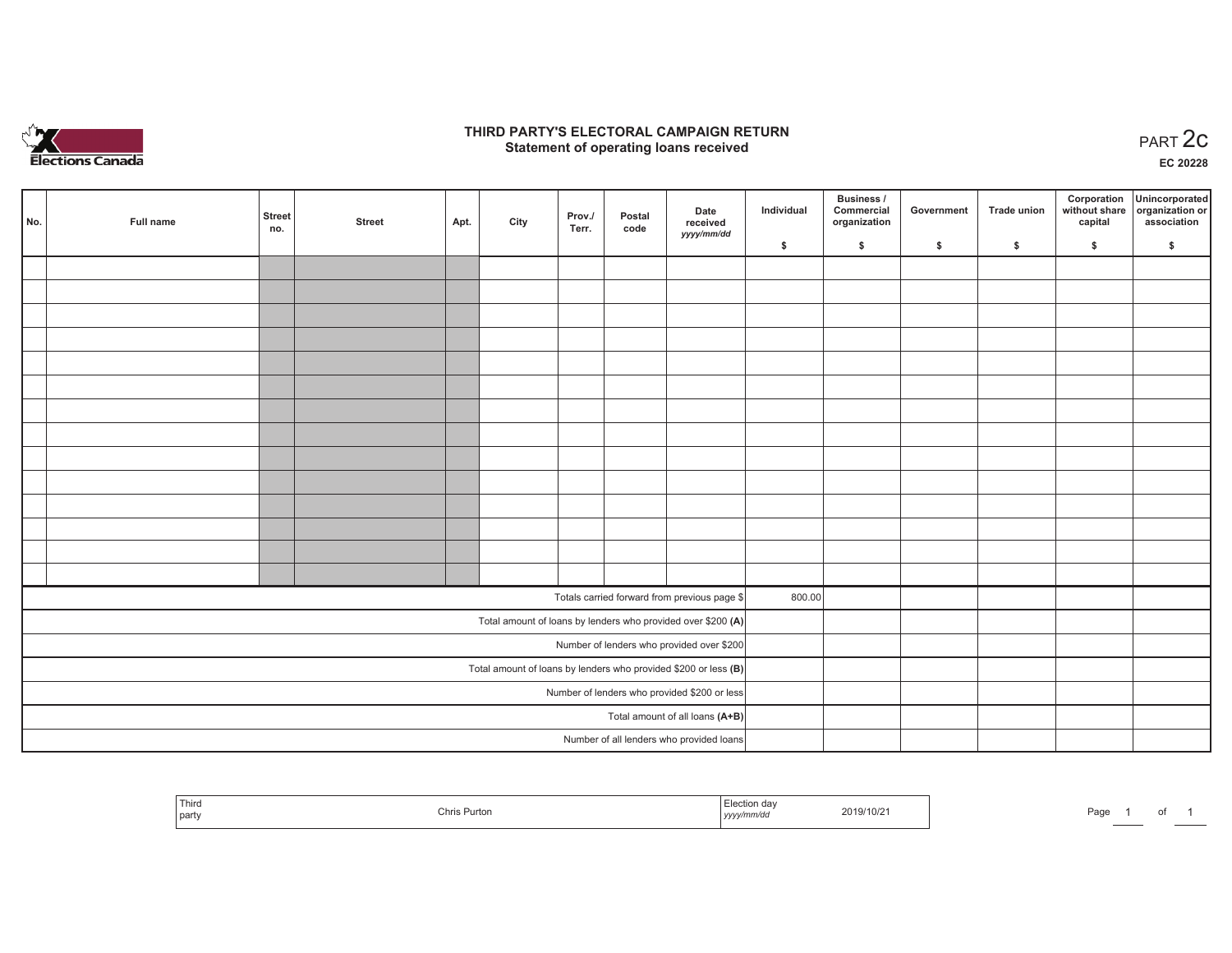# THIRD PARTY'S ELECTORAL CAMPAIGN RETURN
## Statement of operating loans received

PART 2c

EC 20228

| No. | Full name | Street no. | Street | Apt. | City | Prov./ Terr. | Postal code | Date received yyyy/mm/dd | Individual $ | Business / Commercial organization $ | Government $ | Trade union $ | Corporation without share capital $ | Unincorporated organization or association $ |
|---|---|---|---|---|---|---|---|---|---|---|---|---|---|---|
| | | | | | | | | | | | | | | |
| | | | | | | | | | | | | | | |
| | | | | | | | | | | | | | | |
| | | | | | | | | | | | | | | |
| | | | | | | | | | | | | | | |
| | | | | | | | | | | | | | | |
| | | | | | | | | | | | | | | |
| | | | | | | | | | | | | | | |
| | | | | | | | | | | | | | | |
| | | | | | | | | | | | | | | |
| | | | | | | | | | | | | | | |
| | | | | | | | | | | | | | | |
| | | | | | | | | | | | | | | |
| | | | | | | | | | | | | | | |
| Totals carried forward from previous page $ | | | | | | | | | 800.00 | | | | | |
| Total amount of loans by lenders who provided over $200 **(A)** | | | | | | | | | | | | | | |
| Number of lenders who provided over $200 | | | | | | | | | | | | | | |
| Total amount of loans by lenders who provided $200 or less **(B)** | | | | | | | | | | | | | | |
| Number of lenders who provided $200 or less | | | | | | | | | | | | | | |
| Total amount of all loans **(A+B)** | | | | | | | | | | | | | | |
| Number of all lenders who provided loans | | | | | | | | | | | | | | |

| Third party | Chris Purton | Election day yyyy/mm/dd | 2019/10/21 |
|---|---|---|---|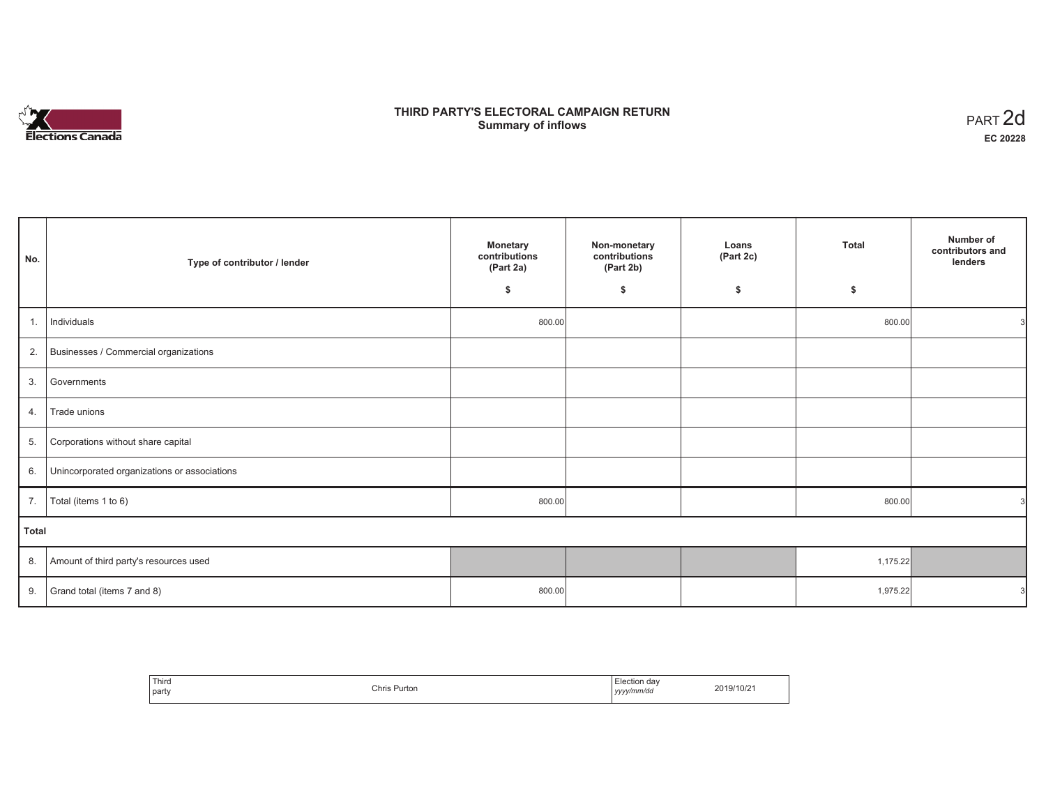Elections Canada

# THIRD PARTY'S ELECTORAL CAMPAIGN RETURN
## Summary of inflows

PART 2d
**EC 20228**

| No. | Type of contributor / lender | Monetary contributions (Part 2a) $ | Non-monetary contributions (Part 2b) $ | Loans (Part 2c) $ | Total $ | Number of contributors and lenders |
|---|---|---|---|---|---|---|
| 1. | Individuals | 800.00 | | | 800.00 | 3 |
| 2. | Businesses / Commercial organizations | | | | | |
| 3. | Governments | | | | | |
| 4. | Trade unions | | | | | |
| 5. | Corporations without share capital | | | | | |
| 6. | Unincorporated organizations or associations | | | | | |
| 7. | Total (items 1 to 6) | 800.00 | | | 800.00 | 3 |
| **Total** | | | | | | |
| 8. | Amount of third party's resources used | | | | 1,175.22 | |
| 9. | Grand total (items 7 and 8) | 800.00 | | | 1,975.22 | 3 |

| Third party | Chris Purton | Election day *yyyy/mm/dd* | 2019/10/21 |
|---|---|---|---|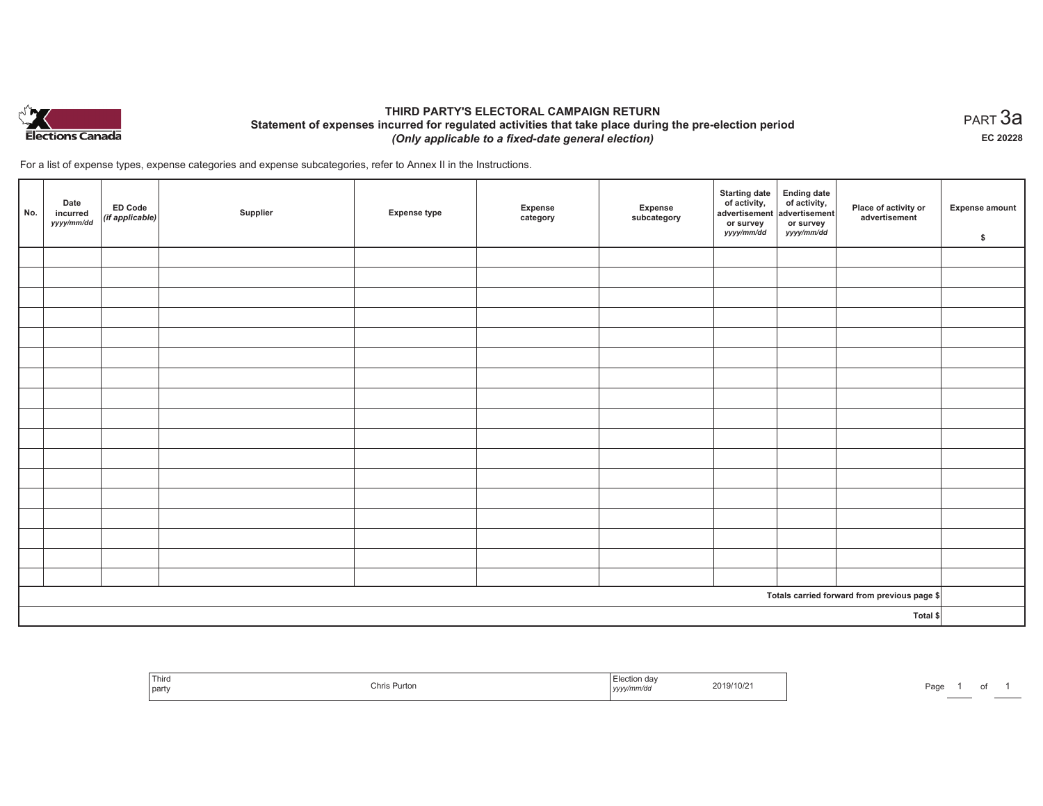Elections Canada

# THIRD PARTY'S ELECTORAL CAMPAIGN RETURN
## Statement of expenses incurred for regulated activities that take place during the pre-election period
*(Only applicable to a fixed-date general election)*

PART 3a

EC 20228

For a list of expense types, expense categories and expense subcategories, refer to Annex II in the Instructions.

| No. | Date incurred *yyyy/mm/dd* | ED Code *(if applicable)* | Supplier | Expense type | Expense category | Expense subcategory | Starting date of activity, advertisement or survey *yyyy/mm/dd* | Ending date of activity, advertisement or survey *yyyy/mm/dd* | Place of activity or advertisement | Expense amount $ |
|---|---|---|---|---|---|---|---|---|---|---|
| | | | | | | | | | | |
| | | | | | | | | | | |
| | | | | | | | | | | |
| | | | | | | | | | | |
| | | | | | | | | | | |
| | | | | | | | | | | |
| | | | | | | | | | | |
| | | | | | | | | | | |
| | | | | | | | | | | |
| | | | | | | | | | | |
| | | | | | | | | | | |
| | | | | | | | | | | |
| | | | | | | | | | | |
| | | | | | | | | | | |
| | | | | | | | | | | |
| | | | | | | | | | | |
| | | | | | | | | | | |
| Totals carried forward from previous page $ | | | | | | | | | | |
| Total $ | | | | | | | | | | |

| Third party | Chris Purton | Election day *yyyy/mm/dd* | 2019/10/21 |
|---|---|---|---|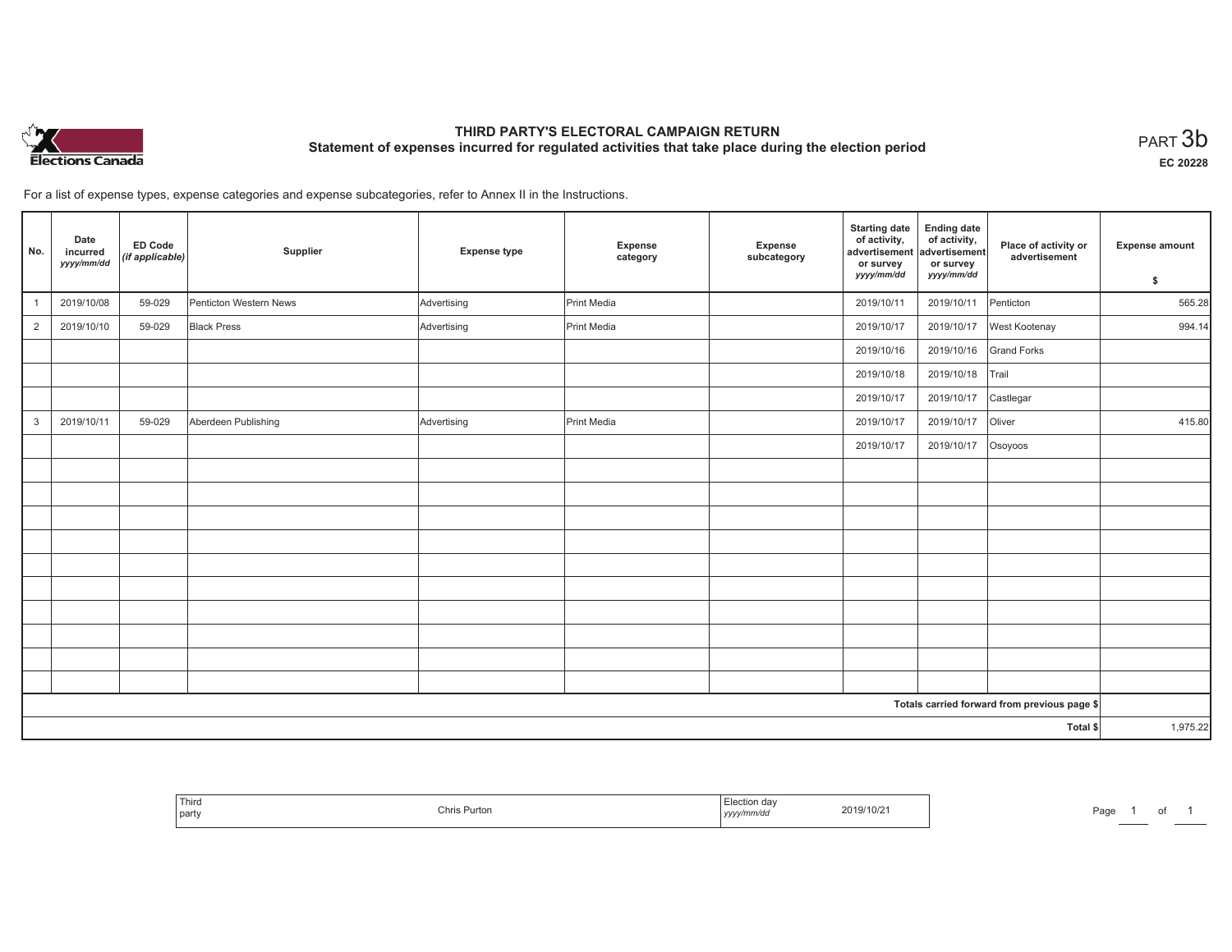# THIRD PARTY'S ELECTORAL CAMPAIGN RETURN

## Statement of expenses incurred for regulated activities that take place during the election period

PART 3b

EC 20228

For a list of expense types, expense categories and expense subcategories, refer to Annex II in the Instructions.

| No. | Date incurred *yyyy/mm/dd* | ED Code *(if applicable)* | Supplier | Expense type | Expense category | Expense subcategory | Starting date of activity, advertisement or survey *yyyy/mm/dd* | Ending date of activity, advertisement or survey *yyyy/mm/dd* | Place of activity or advertisement | Expense amount $ |
|---|---|---|---|---|---|---|---|---|---|---|
| 1 | 2019/10/08 | 59-029 | Penticton Western News | Advertising | Print Media | | 2019/10/11 | 2019/10/11 | Penticton | 565.28 |
| 2 | 2019/10/10 | 59-029 | Black Press | Advertising | Print Media | | 2019/10/17 | 2019/10/17 | West Kootenay | 994.14 |
| | | | | | | | 2019/10/16 | 2019/10/16 | Grand Forks | |
| | | | | | | | 2019/10/18 | 2019/10/18 | Trail | |
| | | | | | | | 2019/10/17 | 2019/10/17 | Castlegar | |
| 3 | 2019/10/11 | 59-029 | Aberdeen Publishing | Advertising | Print Media | | 2019/10/17 | 2019/10/17 | Oliver | 415.80 |
| | | | | | | | 2019/10/17 | 2019/10/17 | Osoyoos | |
| | | | | | | | | | | |
| | | | | | | | | | | |
| | | | | | | | | | | |
| | | | | | | | | | | |
| | | | | | | | | | | |
| | | | | | | | | | | |
| | | | | | | | | | | |
| | | | | | | | | | | |
| | | | | | | | | | | |
| | | | | | | | | | | |
| **Totals carried forward from previous page $** | | | | | | | | | | |
| **Total $** | | | | | | | | | | 1,975.22 |

| Third party | Chris Purton | Election day *yyyy/mm/dd* | 2019/10/21 |
|---|---|---|---|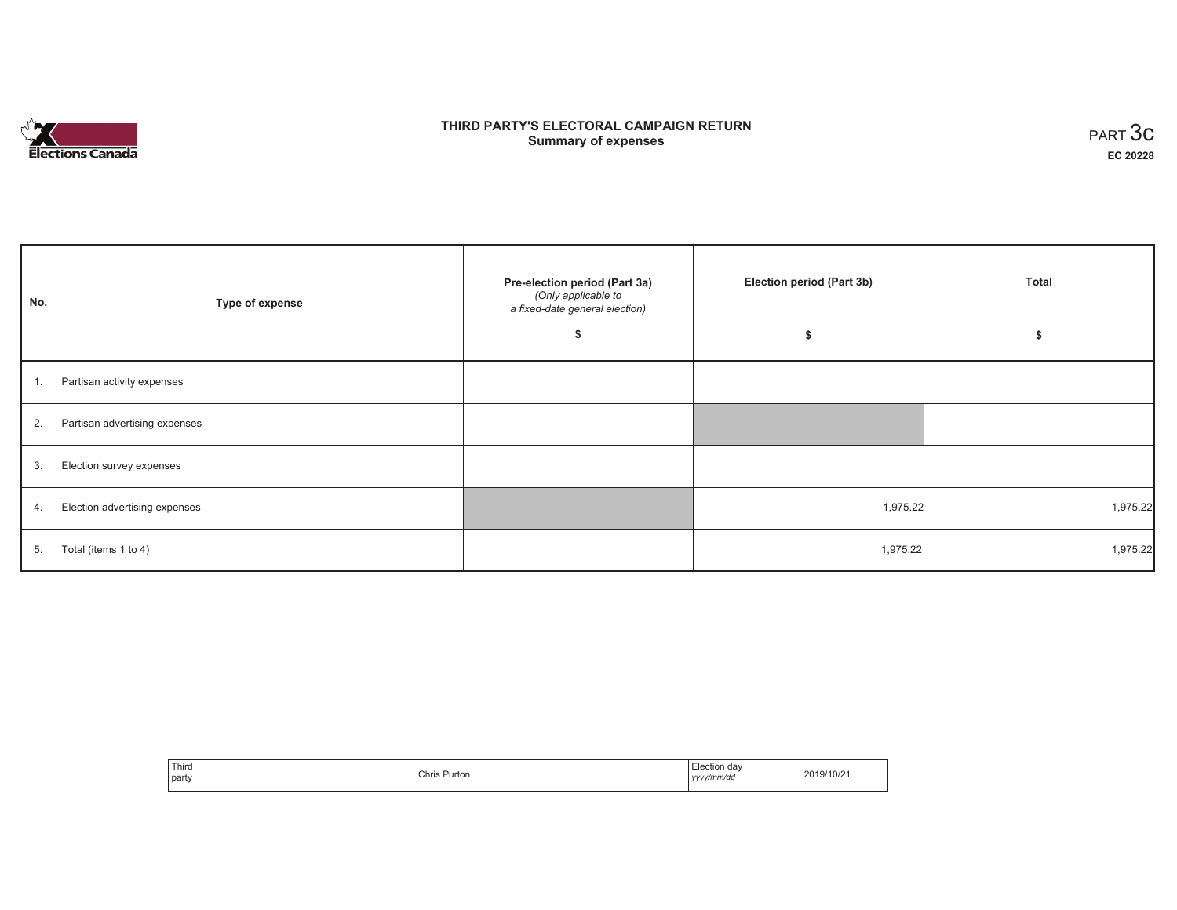Elections Canada

# THIRD PARTY'S ELECTORAL CAMPAIGN RETURN
## Summary of expenses

PART 3c

**EC 20228**

| No. | Type of expense | Pre-election period (Part 3a) *(Only applicable to a fixed-date general election)* $ | Election period (Part 3b) $ | Total $ |
|---|---|---|---|---|
| 1. | Partisan activity expenses | | | |
| 2. | Partisan advertising expenses | | | |
| 3. | Election survey expenses | | | |
| 4. | Election advertising expenses | | 1,975.22 | 1,975.22 |
| 5. | Total (items 1 to 4) | | 1,975.22 | 1,975.22 |

| | | | |
|---|---|---|---|
| Third party | Chris Purton | Election day *yyyy/mm/dd* | 2019/10/21 |